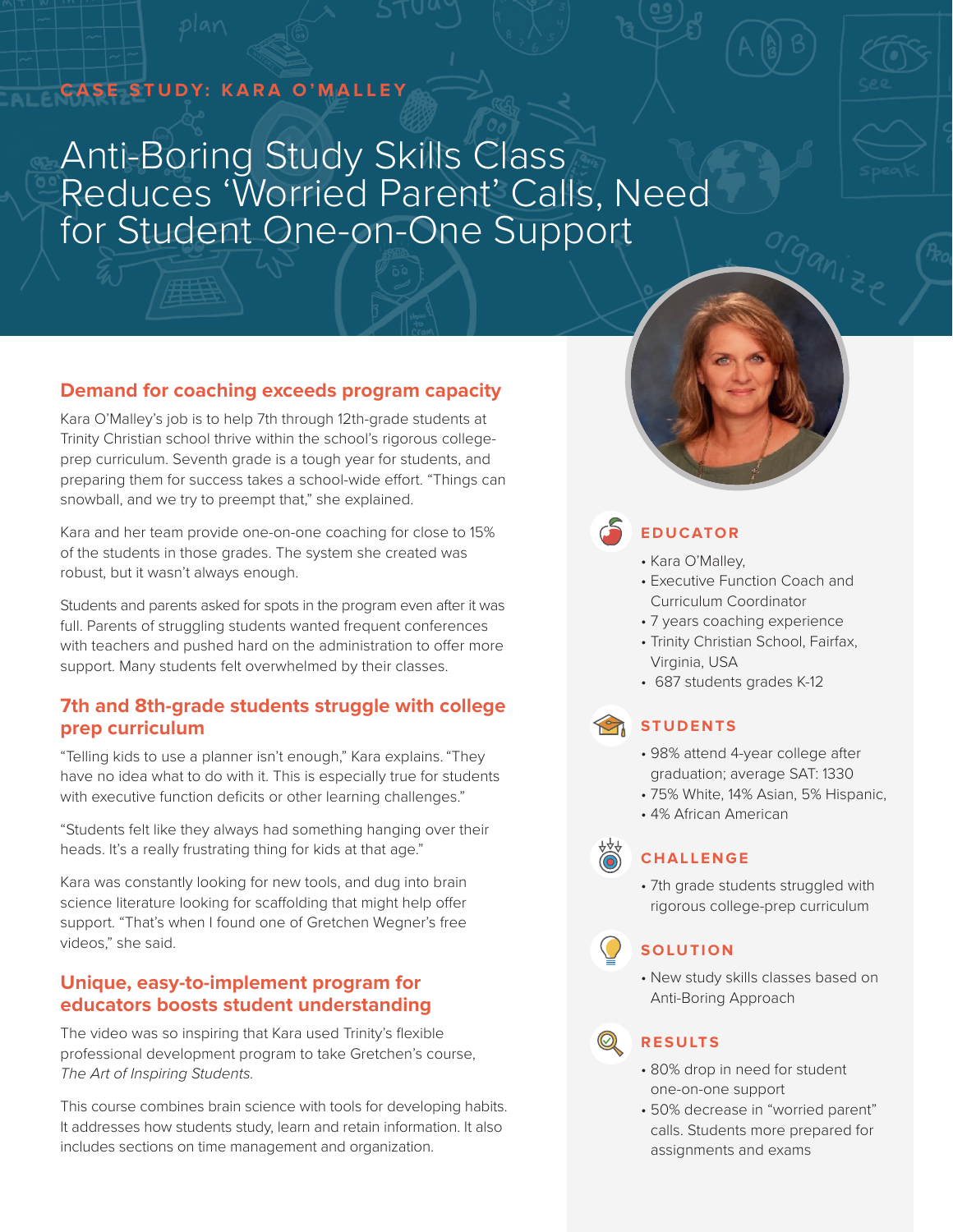CASE STUDY: KARA O'MALLEY

# Anti-Boring Study Skills Class Reduces 'Worried Parent' Calls, Need for Student One-on-One Support

## Demand for coaching exceeds program capacity

Kara O'Malley's job is to help 7th through 12th-grade students at Trinity Christian school thrive within the school's rigorous college-prep curriculum. Seventh grade is a tough year for students, and preparing them for success takes a school-wide effort. "Things can snowball, and we try to preempt that," she explained.

Kara and her team provide one-on-one coaching for close to 15% of the students in those grades. The system she created was robust, but it wasn't always enough.

Students and parents asked for spots in the program even after it was full. Parents of struggling students wanted frequent conferences with teachers and pushed hard on the administration to offer more support. Many students felt overwhelmed by their classes.

## 7th and 8th-grade students struggle with college prep curriculum

"Telling kids to use a planner isn't enough," Kara explains. "They have no idea what to do with it. This is especially true for students with executive function deficits or other learning challenges."

"Students felt like they always had something hanging over their heads. It's a really frustrating thing for kids at that age."

Kara was constantly looking for new tools, and dug into brain science literature looking for scaffolding that might help offer support. "That's when I found one of Gretchen Wegner's free videos," she said.

## Unique, easy-to-implement program for educators boosts student understanding

The video was so inspiring that Kara used Trinity's flexible professional development program to take Gretchen's course, *The Art of Inspiring Students.*

This course combines brain science with tools for developing habits. It addresses how students study, learn and retain information. It also includes sections on time management and organization.

### EDUCATOR

- Kara O'Malley,
- Executive Function Coach and Curriculum Coordinator
- 7 years coaching experience
- Trinity Christian School, Fairfax, Virginia, USA
- 687 students grades K-12

### STUDENTS

- 98% attend 4-year college after graduation; average SAT: 1330
- 75% White, 14% Asian, 5% Hispanic,
- 4% African American

### CHALLENGE

- 7th grade students struggled with rigorous college-prep curriculum

### SOLUTION

- New study skills classes based on Anti-Boring Approach

### RESULTS

- 80% drop in need for student one-on-one support
- 50% decrease in "worried parent" calls. Students more prepared for assignments and exams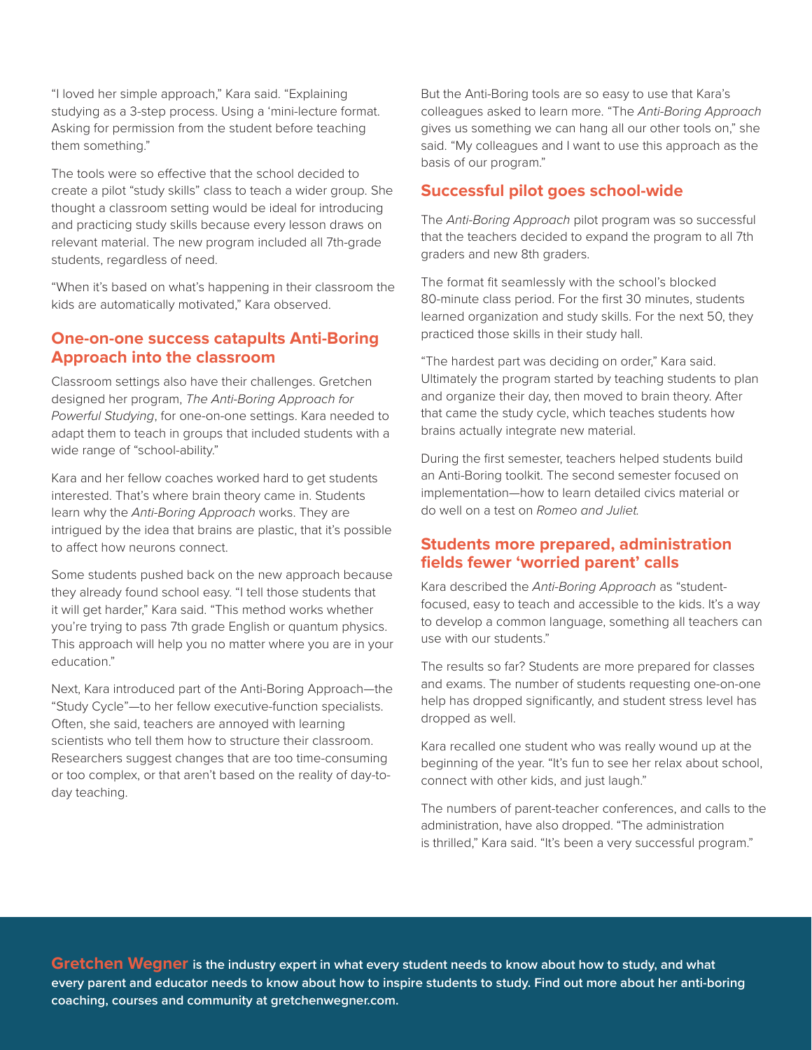"I loved her simple approach," Kara said. "Explaining studying as a 3-step process. Using a 'mini-lecture format. Asking for permission from the student before teaching them something."

The tools were so effective that the school decided to create a pilot "study skills" class to teach a wider group. She thought a classroom setting would be ideal for introducing and practicing study skills because every lesson draws on relevant material. The new program included all 7th-grade students, regardless of need.

"When it's based on what's happening in their classroom the kids are automatically motivated," Kara observed.

## One-on-one success catapults Anti-Boring Approach into the classroom

Classroom settings also have their challenges. Gretchen designed her program, *The Anti-Boring Approach for Powerful Studying*, for one-on-one settings. Kara needed to adapt them to teach in groups that included students with a wide range of "school-ability."

Kara and her fellow coaches worked hard to get students interested. That's where brain theory came in. Students learn why the *Anti-Boring Approach* works. They are intrigued by the idea that brains are plastic, that it's possible to affect how neurons connect.

Some students pushed back on the new approach because they already found school easy. "I tell those students that it will get harder," Kara said. "This method works whether you're trying to pass 7th grade English or quantum physics. This approach will help you no matter where you are in your education."

Next, Kara introduced part of the Anti-Boring Approach—the "Study Cycle"—to her fellow executive-function specialists. Often, she said, teachers are annoyed with learning scientists who tell them how to structure their classroom. Researchers suggest changes that are too time-consuming or too complex, or that aren't based on the reality of day-to-day teaching.

But the Anti-Boring tools are so easy to use that Kara's colleagues asked to learn more. "The *Anti-Boring Approach* gives us something we can hang all our other tools on," she said. "My colleagues and I want to use this approach as the basis of our program."

## Successful pilot goes school-wide

The *Anti-Boring Approach* pilot program was so successful that the teachers decided to expand the program to all 7th graders and new 8th graders.

The format fit seamlessly with the school's blocked 80-minute class period. For the first 30 minutes, students learned organization and study skills. For the next 50, they practiced those skills in their study hall.

"The hardest part was deciding on order," Kara said. Ultimately the program started by teaching students to plan and organize their day, then moved to brain theory. After that came the study cycle, which teaches students how brains actually integrate new material.

During the first semester, teachers helped students build an Anti-Boring toolkit. The second semester focused on implementation—how to learn detailed civics material or do well on a test on *Romeo and Juliet*.

## Students more prepared, administration fields fewer 'worried parent' calls

Kara described the *Anti-Boring Approach* as "student-focused, easy to teach and accessible to the kids. It's a way to develop a common language, something all teachers can use with our students."

The results so far? Students are more prepared for classes and exams. The number of students requesting one-on-one help has dropped significantly, and student stress level has dropped as well.

Kara recalled one student who was really wound up at the beginning of the year. "It's fun to see her relax about school, connect with other kids, and just laugh."

The numbers of parent-teacher conferences, and calls to the administration, have also dropped. "The administration is thrilled," Kara said. "It's been a very successful program."

**Gretchen Wegner is the industry expert in what every student needs to know about how to study, and what every parent and educator needs to know about how to inspire students to study. Find out more about her anti-boring coaching, courses and community at gretchenwegner.com.**